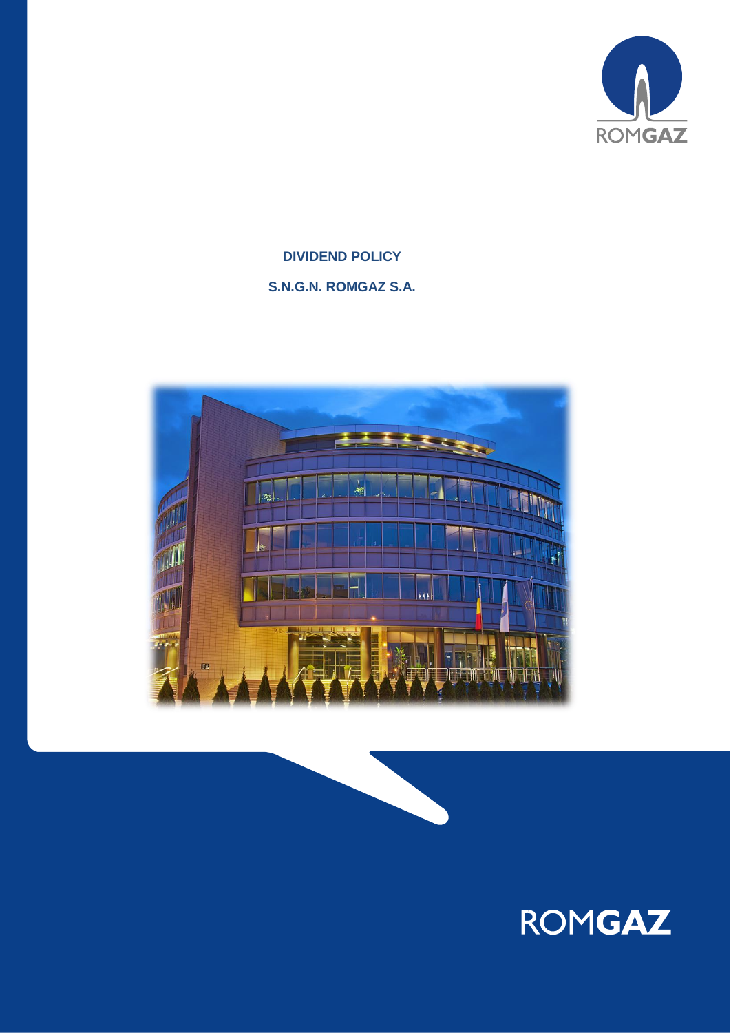# DIVIDEND POLICY

## S.N.G.N. ROMGAZ S.A.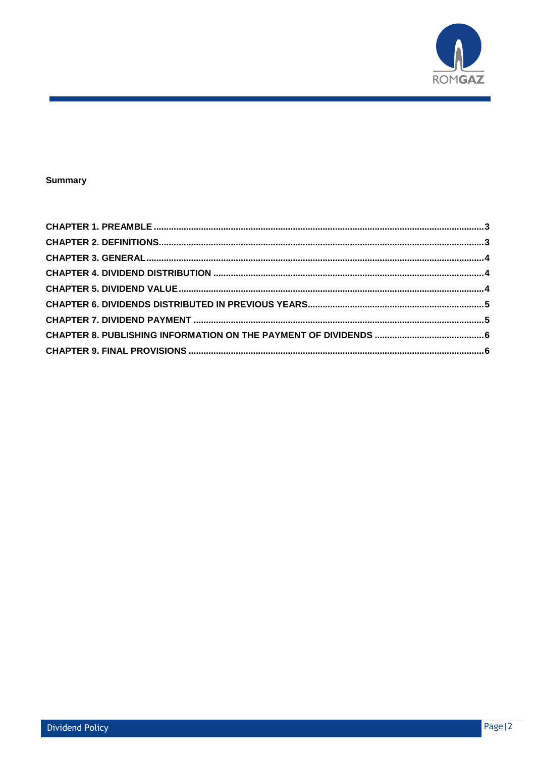**Summary**

CHAPTER 1. PREAMBLE ........................................................................................................................3
CHAPTER 2. DEFINITIONS....................................................................................................................3
CHAPTER 3. GENERAL..........................................................................................................................4
CHAPTER 4. DIVIDEND DISTRIBUTION ..............................................................................................4
CHAPTER 5. DIVIDEND VALUE............................................................................................................4
CHAPTER 6. DIVIDENDS DISTRIBUTED IN PREVIOUS YEARS.........................................................5
CHAPTER 7. DIVIDEND PAYMENT ......................................................................................................5
CHAPTER 8. PUBLISHING INFORMATION ON THE PAYMENT OF DIVIDENDS ...............................6
CHAPTER 9. FINAL PROVISIONS ........................................................................................................6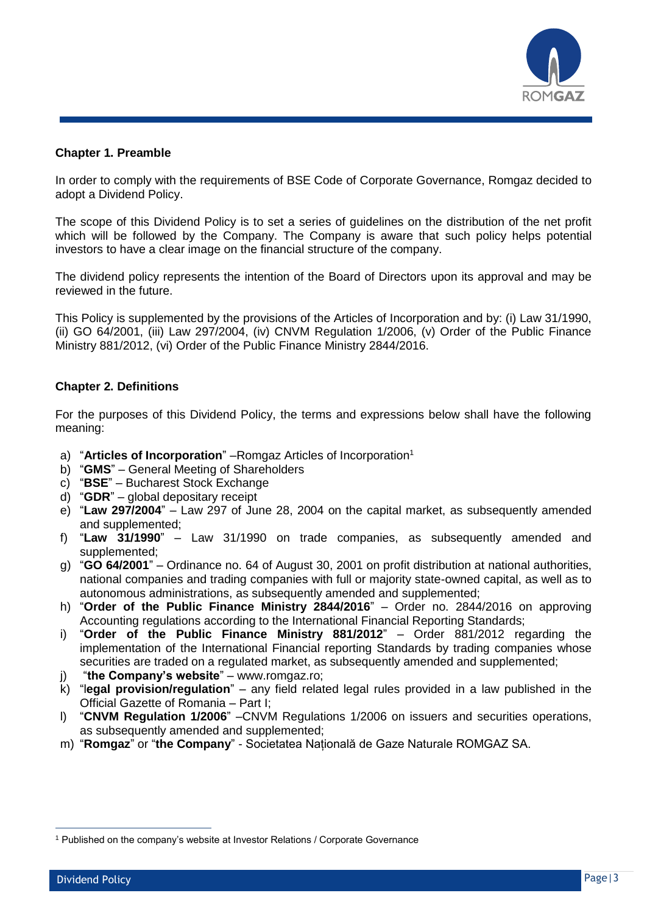## Chapter 1. Preamble

In order to comply with the requirements of BSE Code of Corporate Governance, Romgaz decided to adopt a Dividend Policy.

The scope of this Dividend Policy is to set a series of guidelines on the distribution of the net profit which will be followed by the Company. The Company is aware that such policy helps potential investors to have a clear image on the financial structure of the company.

The dividend policy represents the intention of the Board of Directors upon its approval and may be reviewed in the future.

This Policy is supplemented by the provisions of the Articles of Incorporation and by: (i) Law 31/1990, (ii) GO 64/2001, (iii) Law 297/2004, (iv) CNVM Regulation 1/2006, (v) Order of the Public Finance Ministry 881/2012, (vi) Order of the Public Finance Ministry 2844/2016.

## Chapter 2. Definitions

For the purposes of this Dividend Policy, the terms and expressions below shall have the following meaning:

a) "**Articles of Incorporation**" –Romgaz Articles of Incorporation[1]
b) "**GMS**" – General Meeting of Shareholders
c) "**BSE**" – Bucharest Stock Exchange
d) "**GDR**" – global depositary receipt
e) "**Law 297/2004**" – Law 297 of June 28, 2004 on the capital market, as subsequently amended and supplemented;
f) "**Law 31/1990**" – Law 31/1990 on trade companies, as subsequently amended and supplemented;
g) "**GO 64/2001**" – Ordinance no. 64 of August 30, 2001 on profit distribution at national authorities, national companies and trading companies with full or majority state-owned capital, as well as to autonomous administrations, as subsequently amended and supplemented;
h) "**Order of the Public Finance Ministry 2844/2016**" – Order no. 2844/2016 on approving Accounting regulations according to the International Financial Reporting Standards;
i) "**Order of the Public Finance Ministry 881/2012**" – Order 881/2012 regarding the implementation of the International Financial reporting Standards by trading companies whose securities are traded on a regulated market, as subsequently amended and supplemented;
j) "**the Company's website**" – www.romgaz.ro;
k) "**legal provision/regulation**" – any field related legal rules provided in a law published in the Official Gazette of Romania – Part I;
l) "**CNVM Regulation 1/2006**" –CNVM Regulations 1/2006 on issuers and securities operations, as subsequently amended and supplemented;
m) "**Romgaz**" or "**the Company**" - Societatea Națională de Gaze Naturale ROMGAZ SA.

[1] Published on the company's website at Investor Relations / Corporate Governance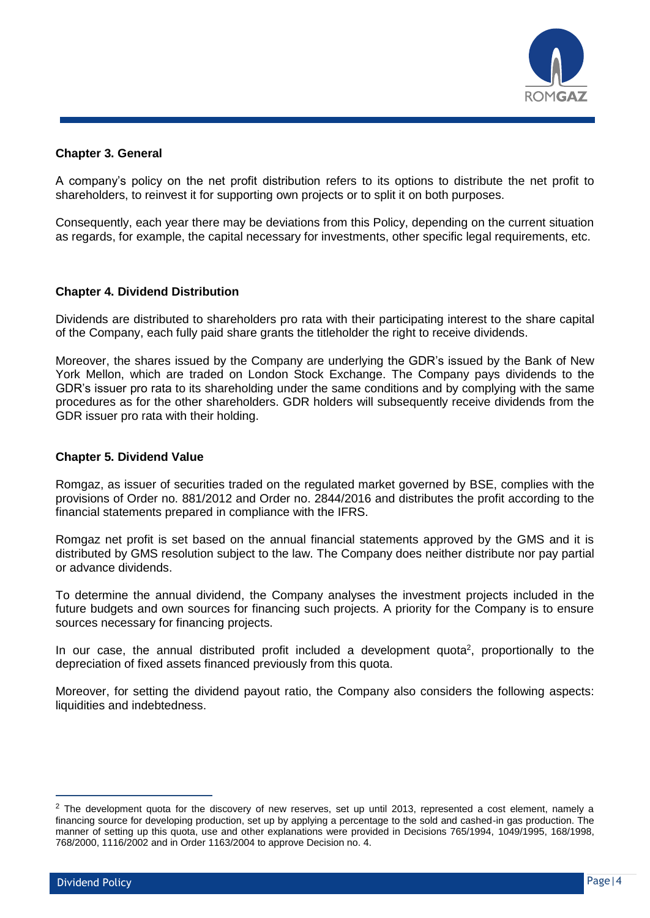## Chapter 3. General

A company's policy on the net profit distribution refers to its options to distribute the net profit to shareholders, to reinvest it for supporting own projects or to split it on both purposes.

Consequently, each year there may be deviations from this Policy, depending on the current situation as regards, for example, the capital necessary for investments, other specific legal requirements, etc.

## Chapter 4. Dividend Distribution

Dividends are distributed to shareholders pro rata with their participating interest to the share capital of the Company, each fully paid share grants the titleholder the right to receive dividends.

Moreover, the shares issued by the Company are underlying the GDR's issued by the Bank of New York Mellon, which are traded on London Stock Exchange. The Company pays dividends to the GDR's issuer pro rata to its shareholding under the same conditions and by complying with the same procedures as for the other shareholders. GDR holders will subsequently receive dividends from the GDR issuer pro rata with their holding.

## Chapter 5. Dividend Value

Romgaz, as issuer of securities traded on the regulated market governed by BSE, complies with the provisions of Order no. 881/2012 and Order no. 2844/2016 and distributes the profit according to the financial statements prepared in compliance with the IFRS.

Romgaz net profit is set based on the annual financial statements approved by the GMS and it is distributed by GMS resolution subject to the law. The Company does neither distribute nor pay partial or advance dividends.

To determine the annual dividend, the Company analyses the investment projects included in the future budgets and own sources for financing such projects. A priority for the Company is to ensure sources necessary for financing projects.

In our case, the annual distributed profit included a development quota[2], proportionally to the depreciation of fixed assets financed previously from this quota.

Moreover, for setting the dividend payout ratio, the Company also considers the following aspects: liquidities and indebtedness.

[2] The development quota for the discovery of new reserves, set up until 2013, represented a cost element, namely a financing source for developing production, set up by applying a percentage to the sold and cashed-in gas production. The manner of setting up this quota, use and other explanations were provided in Decisions 765/1994, 1049/1995, 168/1998, 768/2000, 1116/2002 and in Order 1163/2004 to approve Decision no. 4.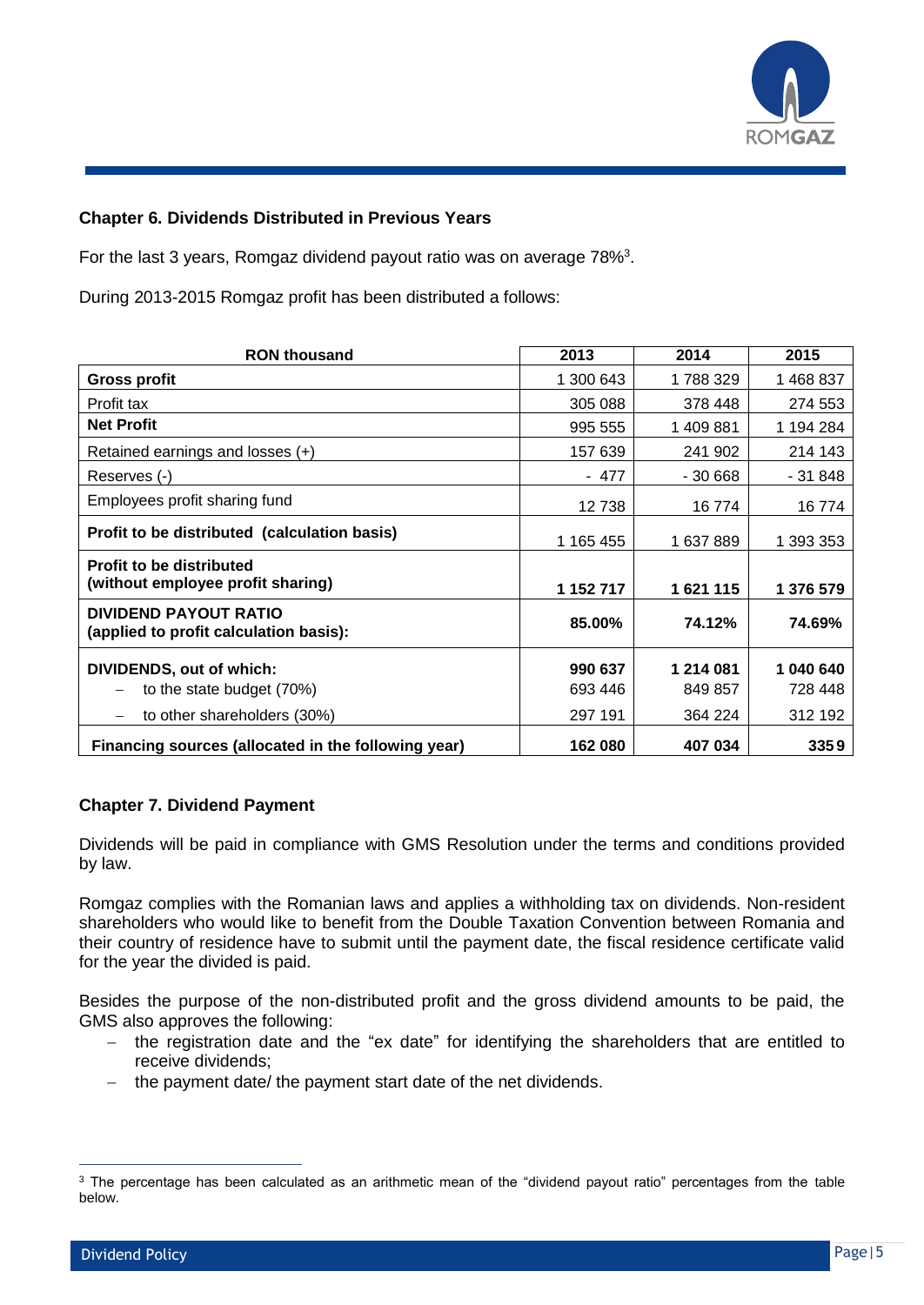## Chapter 6. Dividends Distributed in Previous Years

For the last 3 years, Romgaz dividend payout ratio was on average 78%[3].

During 2013-2015 Romgaz profit has been distributed a follows:

| RON thousand | 2013 | 2014 | 2015 |
|---|---|---|---|
| **Gross profit** | 1 300 643 | 1 788 329 | 1 468 837 |
| Profit tax | 305 088 | 378 448 | 274 553 |
| **Net Profit** | 995 555 | 1 409 881 | 1 194 284 |
| Retained earnings and losses (+) | 157 639 | 241 902 | 214 143 |
| Reserves (-) | - 477 | - 30 668 | - 31 848 |
| Employees profit sharing fund | 12 738 | 16 774 | 16 774 |
| **Profit to be distributed (calculation basis)** | 1 165 455 | 1 637 889 | 1 393 353 |
| **Profit to be distributed (without employee profit sharing)** | **1 152 717** | **1 621 115** | **1 376 579** |
| **DIVIDEND PAYOUT RATIO (applied to profit calculation basis):** | **85.00%** | **74.12%** | **74.69%** |
| **DIVIDENDS, out of which:** | **990 637** | **1 214 081** | **1 040 640** |
| – to the state budget (70%) | 693 446 | 849 857 | 728 448 |
| – to other shareholders (30%) | 297 191 | 364 224 | 312 192 |
| **Financing sources (allocated in the following year)** | **162 080** | **407 034** | **3359** |

## Chapter 7. Dividend Payment

Dividends will be paid in compliance with GMS Resolution under the terms and conditions provided by law.

Romgaz complies with the Romanian laws and applies a withholding tax on dividends. Non-resident shareholders who would like to benefit from the Double Taxation Convention between Romania and their country of residence have to submit until the payment date, the fiscal residence certificate valid for the year the divided is paid.

Besides the purpose of the non-distributed profit and the gross dividend amounts to be paid, the GMS also approves the following:

- the registration date and the "ex date" for identifying the shareholders that are entitled to receive dividends;
- the payment date/ the payment start date of the net dividends.

[3] The percentage has been calculated as an arithmetic mean of the "dividend payout ratio" percentages from the table below.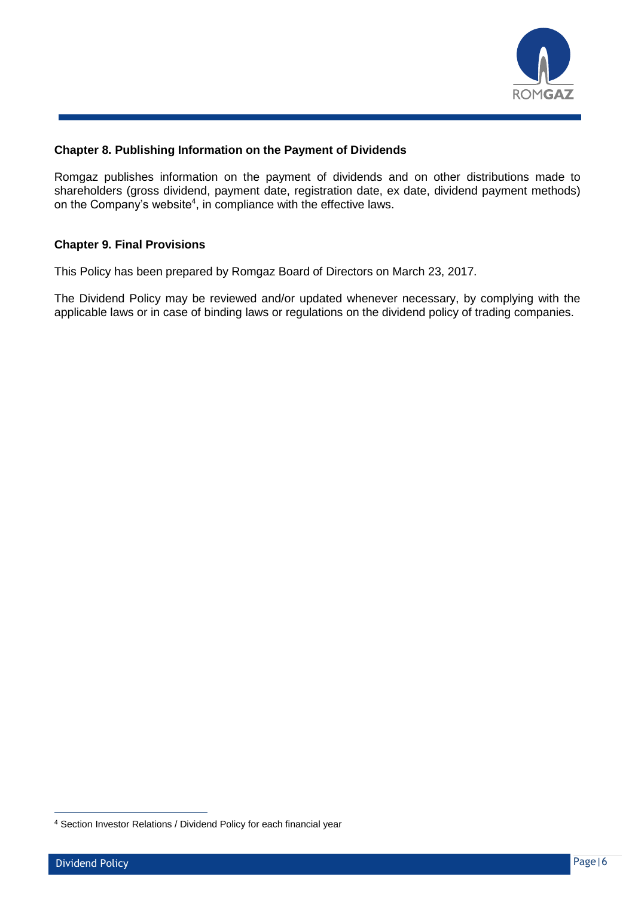### Chapter 8. Publishing Information on the Payment of Dividends

Romgaz publishes information on the payment of dividends and on other distributions made to shareholders (gross dividend, payment date, registration date, ex date, dividend payment methods) on the Company's website[4], in compliance with the effective laws.

### Chapter 9. Final Provisions

This Policy has been prepared by Romgaz Board of Directors on March 23, 2017.

The Dividend Policy may be reviewed and/or updated whenever necessary, by complying with the applicable laws or in case of binding laws or regulations on the dividend policy of trading companies.

---

[4] Section Investor Relations / Dividend Policy for each financial year